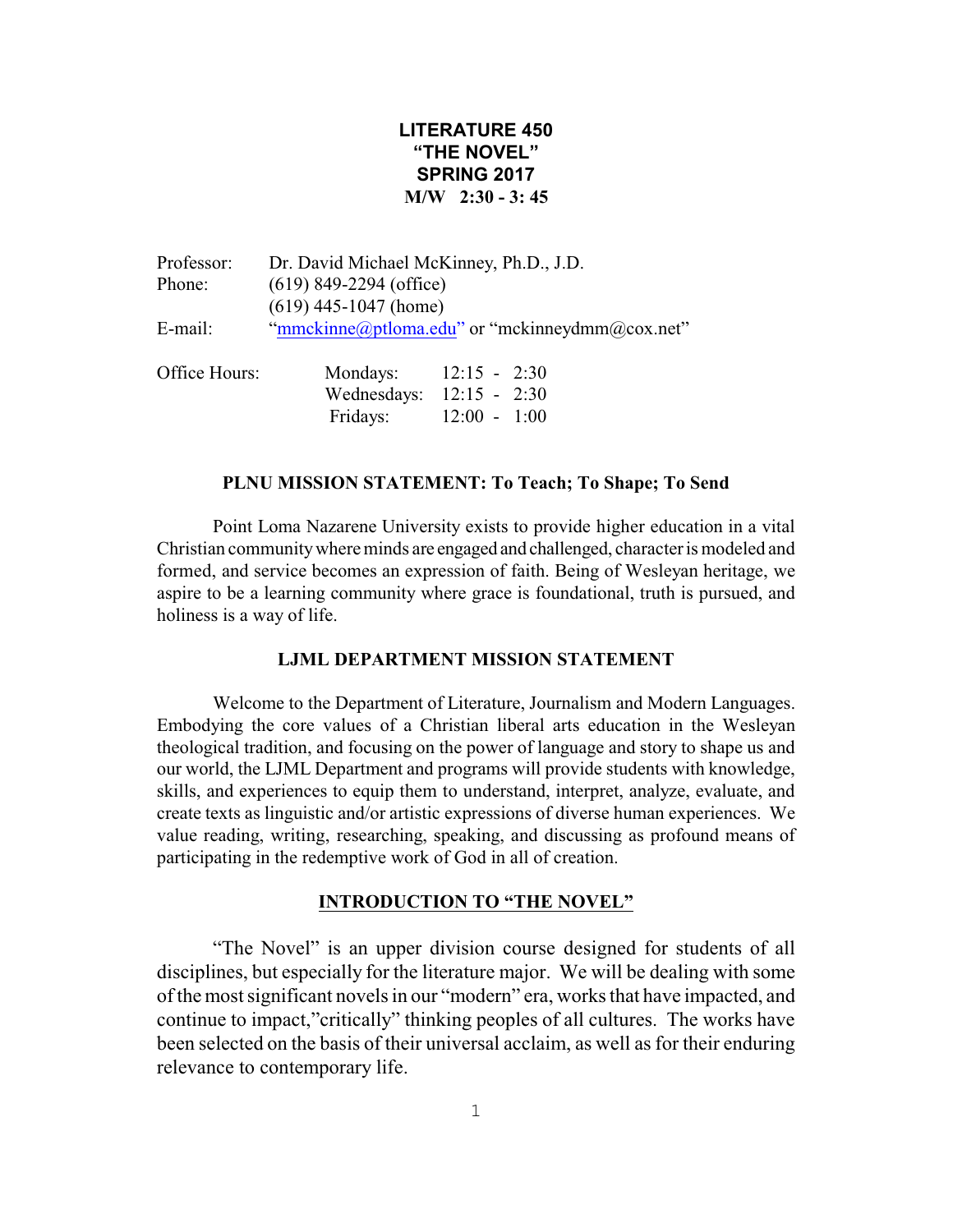# LITERATURE 450
# "THE NOVEL"
# SPRING 2017
**M/W 2:30 - 3: 45**

Professor: Dr. David Michael McKinney, Ph.D., J.D.
Phone: (619) 849-2294 (office)
(619) 445-1047 (home)
E-mail: "mmckinne@ptloma.edu" or "mckinneydmm@cox.net"

Office Hours:

| | |
|---|---|
| Mondays: | 12:15 - 2:30 |
| Wednesdays: | 12:15 - 2:30 |
| Fridays: | 12:00 - 1:00 |

**PLNU MISSION STATEMENT: To Teach; To Shape; To Send**

Point Loma Nazarene University exists to provide higher education in a vital Christian community where minds are engaged and challenged, character is modeled and formed, and service becomes an expression of faith. Being of Wesleyan heritage, we aspire to be a learning community where grace is foundational, truth is pursued, and holiness is a way of life.

**LJML DEPARTMENT MISSION STATEMENT**

Welcome to the Department of Literature, Journalism and Modern Languages. Embodying the core values of a Christian liberal arts education in the Wesleyan theological tradition, and focusing on the power of language and story to shape us and our world, the LJML Department and programs will provide students with knowledge, skills, and experiences to equip them to understand, interpret, analyze, evaluate, and create texts as linguistic and/or artistic expressions of diverse human experiences. We value reading, writing, researching, speaking, and discussing as profound means of participating in the redemptive work of God in all of creation.

**INTRODUCTION TO "THE NOVEL"**

"The Novel" is an upper division course designed for students of all disciplines, but especially for the literature major. We will be dealing with some of the most significant novels in our "modern" era, works that have impacted, and continue to impact,"critically" thinking peoples of all cultures. The works have been selected on the basis of their universal acclaim, as well as for their enduring relevance to contemporary life.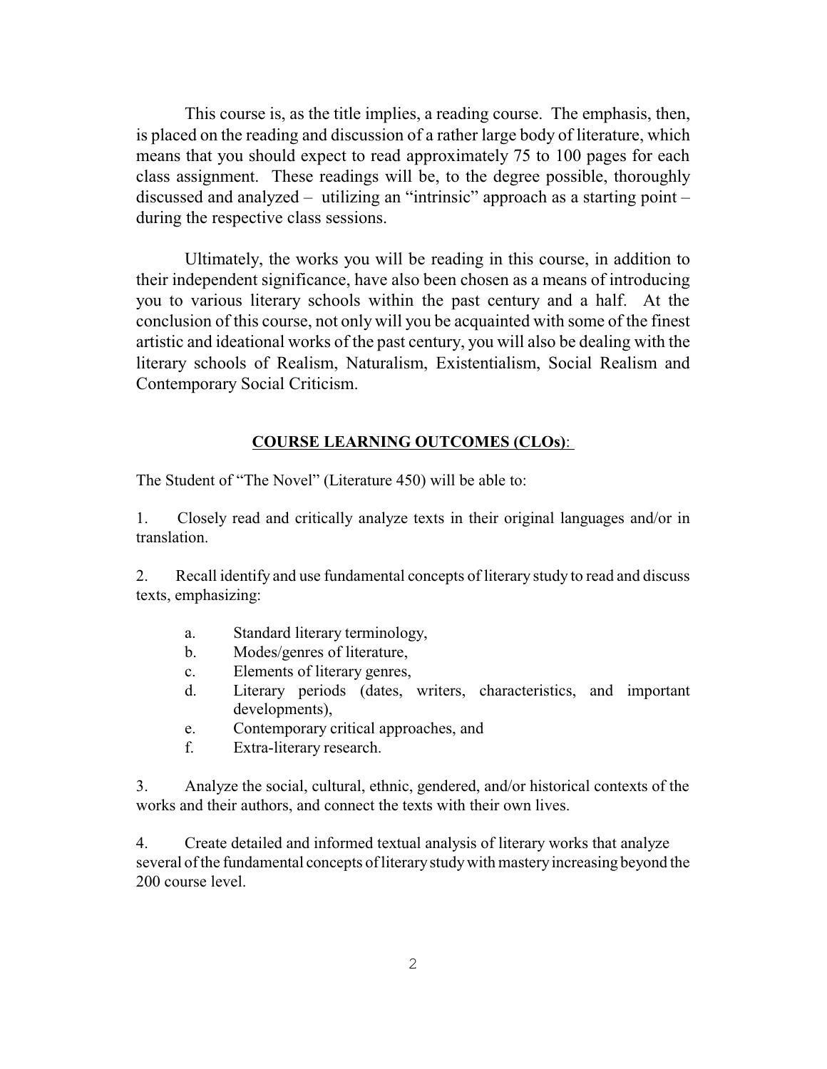This course is, as the title implies, a reading course. The emphasis, then, is placed on the reading and discussion of a rather large body of literature, which means that you should expect to read approximately 75 to 100 pages for each class assignment. These readings will be, to the degree possible, thoroughly discussed and analyzed – utilizing an "intrinsic" approach as a starting point – during the respective class sessions.

Ultimately, the works you will be reading in this course, in addition to their independent significance, have also been chosen as a means of introducing you to various literary schools within the past century and a half. At the conclusion of this course, not only will you be acquainted with some of the finest artistic and ideational works of the past century, you will also be dealing with the literary schools of Realism, Naturalism, Existentialism, Social Realism and Contemporary Social Criticism.

## COURSE LEARNING OUTCOMES (CLOs):

The Student of "The Novel" (Literature 450) will be able to:

1. Closely read and critically analyze texts in their original languages and/or in translation.

2. Recall identify and use fundamental concepts of literary study to read and discuss texts, emphasizing:

    a. Standard literary terminology,
    b. Modes/genres of literature,
    c. Elements of literary genres,
    d. Literary periods (dates, writers, characteristics, and important developments),
    e. Contemporary critical approaches, and
    f. Extra-literary research.

3. Analyze the social, cultural, ethnic, gendered, and/or historical contexts of the works and their authors, and connect the texts with their own lives.

4. Create detailed and informed textual analysis of literary works that analyze several of the fundamental concepts of literary study with mastery increasing beyond the 200 course level.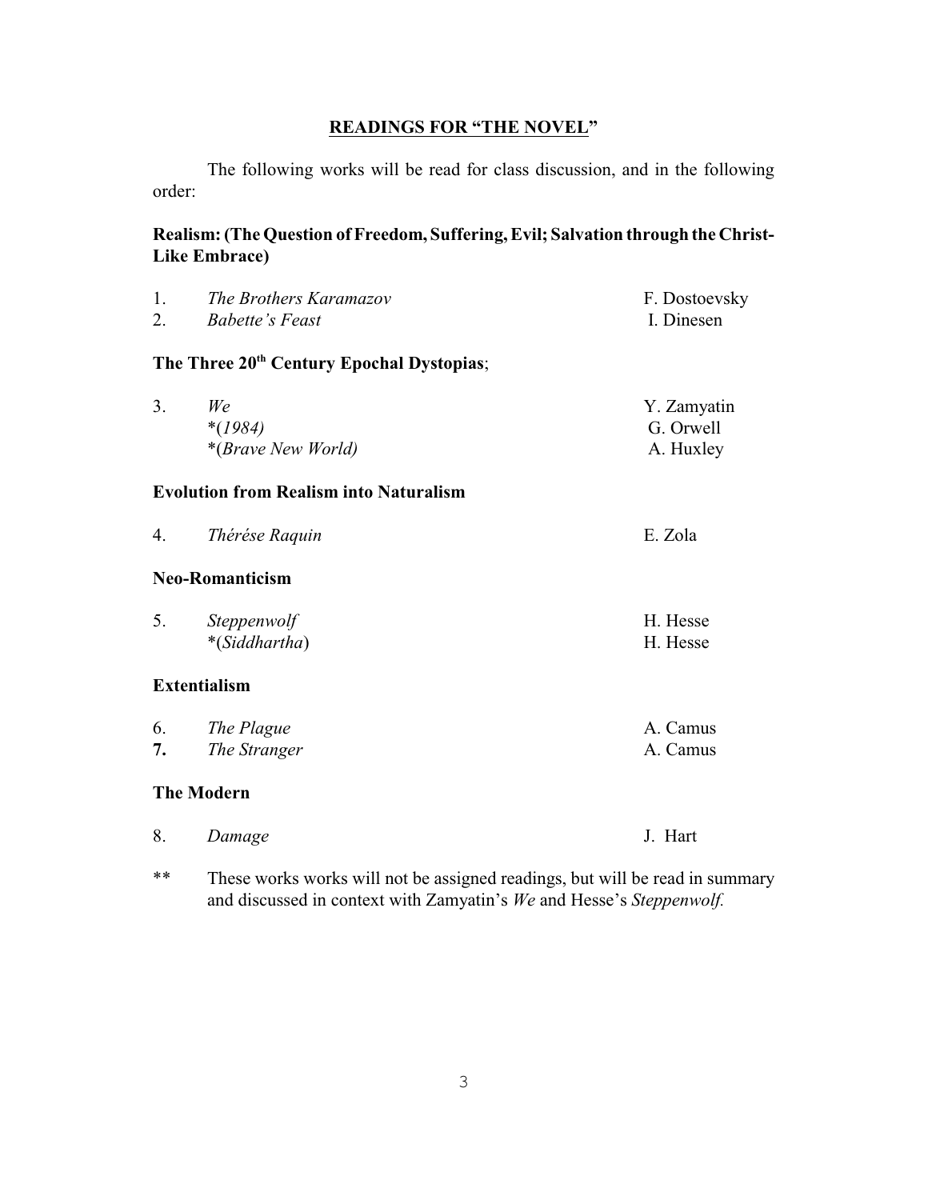## READINGS FOR "THE NOVEL"

The following works will be read for class discussion, and in the following order:

**Realism: (The Question of Freedom, Suffering, Evil; Salvation through the Christ-Like Embrace)**

| | | |
|---|---|---|
| 1. | *The Brothers Karamazov* | F. Dostoevsky |
| 2. | *Babette's Feast* | I. Dinesen |

**The Three 20th Century Epochal Dystopias**;

| | | |
|---|---|---|
| 3. | *We* | Y. Zamyatin |
| | *(*1984*)* | G. Orwell |
| | *(*Brave New World*)* | A. Huxley |

**Evolution from Realism into Naturalism**

| | | |
|---|---|---|
| 4. | *Thérése Raquin* | E. Zola |

**Neo-Romanticism**

| | | |
|---|---|---|
| 5. | *Steppenwolf* | H. Hesse |
| | *(*Siddhartha*)* | H. Hesse |

**Extentialism**

| | | |
|---|---|---|
| 6. | *The Plague* | A. Camus |
| **7.** | *The Stranger* | A. Camus |

**The Modern**

| | | |
|---|---|---|
| 8. | *Damage* | J. Hart |

** These works works will not be assigned readings, but will be read in summary and discussed in context with Zamyatin's *We* and Hesse's *Steppenwolf.*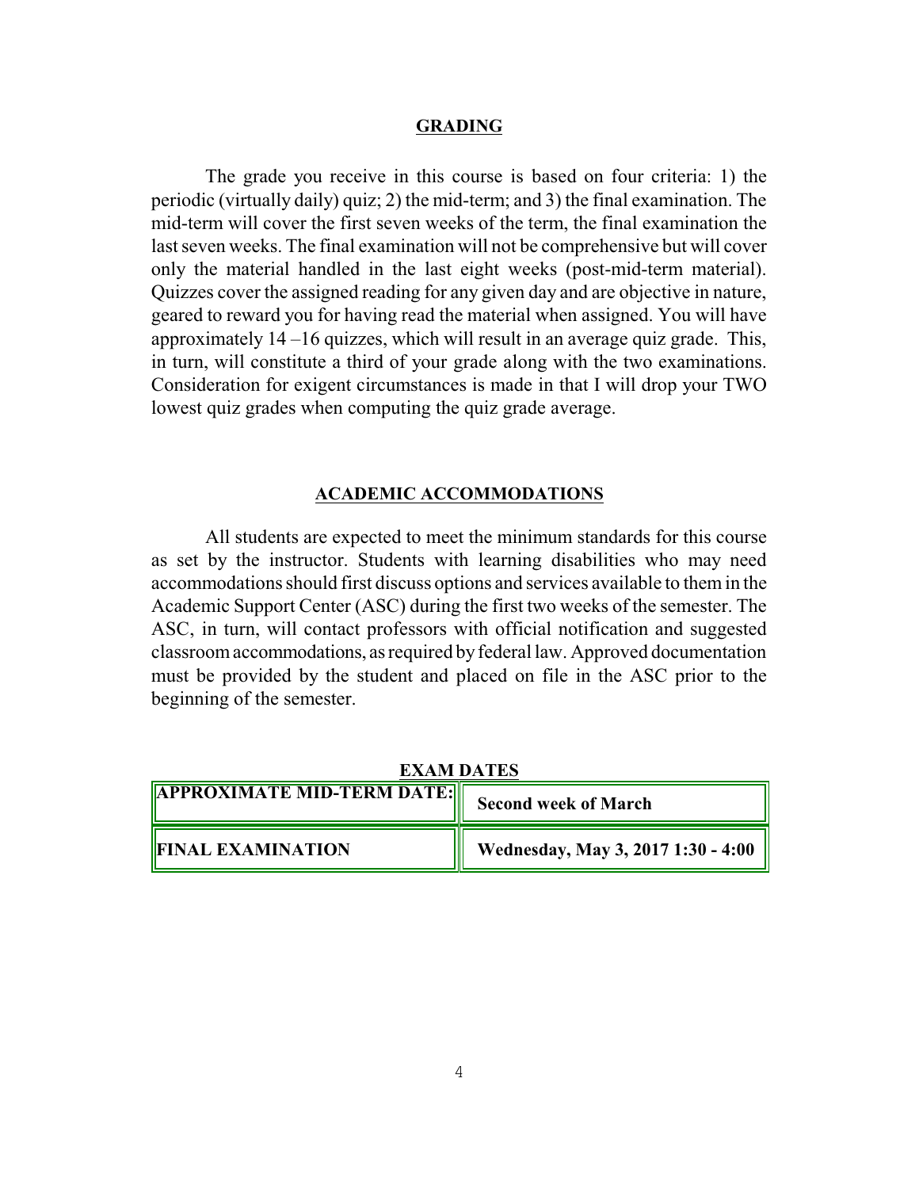## GRADING

The grade you receive in this course is based on four criteria: 1) the periodic (virtually daily) quiz; 2) the mid-term; and 3) the final examination. The mid-term will cover the first seven weeks of the term, the final examination the last seven weeks. The final examination will not be comprehensive but will cover only the material handled in the last eight weeks (post-mid-term material). Quizzes cover the assigned reading for any given day and are objective in nature, geared to reward you for having read the material when assigned. You will have approximately 14 –16 quizzes, which will result in an average quiz grade. This, in turn, will constitute a third of your grade along with the two examinations. Consideration for exigent circumstances is made in that I will drop your TWO lowest quiz grades when computing the quiz grade average.

## ACADEMIC ACCOMMODATIONS

All students are expected to meet the minimum standards for this course as set by the instructor. Students with learning disabilities who may need accommodations should first discuss options and services available to them in the Academic Support Center (ASC) during the first two weeks of the semester. The ASC, in turn, will contact professors with official notification and suggested classroom accommodations, as required by federal law. Approved documentation must be provided by the student and placed on file in the ASC prior to the beginning of the semester.

## EXAM DATES

| | |
|---|---|
| **APPROXIMATE MID-TERM DATE:** | **Second week of March** |
| **FINAL EXAMINATION** | **Wednesday, May 3, 2017 1:30 - 4:00** |